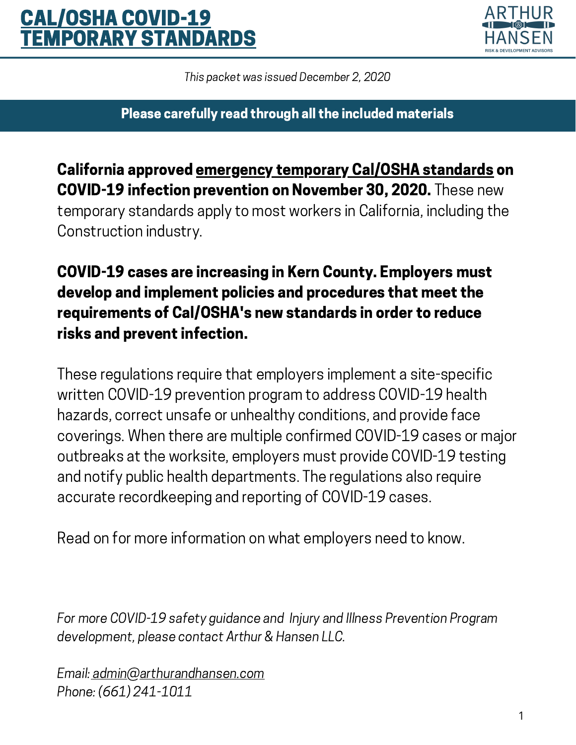# CAL/OSHA COVID-19 TEMPORARY STANDARDS

*This packet was issued December 2, 2020*

**Please carefully read through all the included materials**

**California approved emergency temporary Cal/OSHA standards on COVID-19 infection prevention on November 30, 2020.** These new temporary standards apply to most workers in California, including the Construction industry.

**COVID-19 cases are increasing in Kern County. Employers must develop and implement policies and procedures that meet the requirements of Cal/OSHA's new standards in order to reduce risks and prevent infection.**

These regulations require that employers implement a site-specific written COVID-19 prevention program to address COVID-19 health hazards, correct unsafe or unhealthy conditions, and provide face coverings. When there are multiple confirmed COVID-19 cases or major outbreaks at the worksite, employers must provide COVID-19 testing and notify public health departments. The regulations also require accurate recordkeeping and reporting of COVID-19 cases.

Read on for more information on what employers need to know.

*For more COVID-19 safety guidance and Injury and Illness Prevention Program development, please contact Arthur & Hansen LLC.*

*Email: admin@arthurandhansen.com*
*Phone: (661) 241-1011*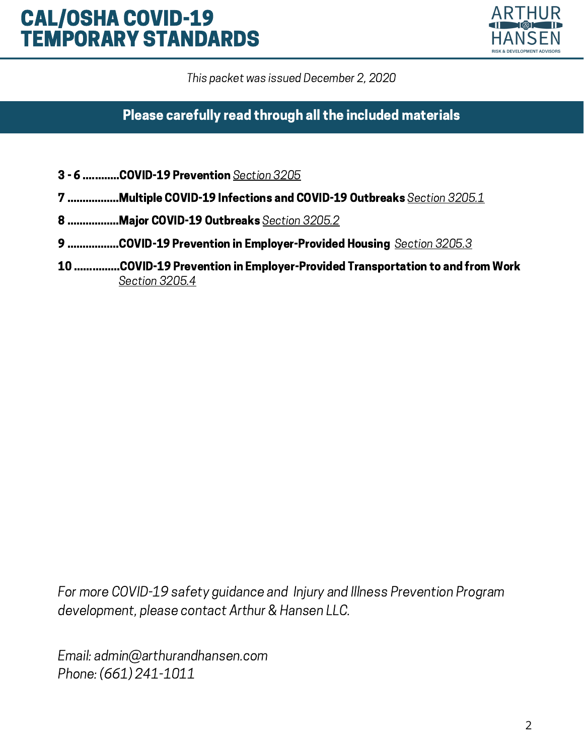# CAL/OSHA COVID-19 TEMPORARY STANDARDS

ARTHUR & HANSEN
RISK & DEVELOPMENT ADVISORS

*This packet was issued December 2, 2020*

**Please carefully read through all the included materials**

- **3 - 6 ............COVID-19 Prevention** Section 3205
- **7 .................Multiple COVID-19 Infections and COVID-19 Outbreaks** Section 3205.1
- **8 .................Major COVID-19 Outbreaks** Section 3205.2
- **9 .................COVID-19 Prevention in Employer-Provided Housing** Section 3205.3
- **10 ...............COVID-19 Prevention in Employer-Provided Transportation to and from Work** Section 3205.4

*For more COVID-19 safety guidance and Injury and Illness Prevention Program development, please contact Arthur & Hansen LLC.*

*Email: admin@arthurandhansen.com*
*Phone: (661) 241-1011*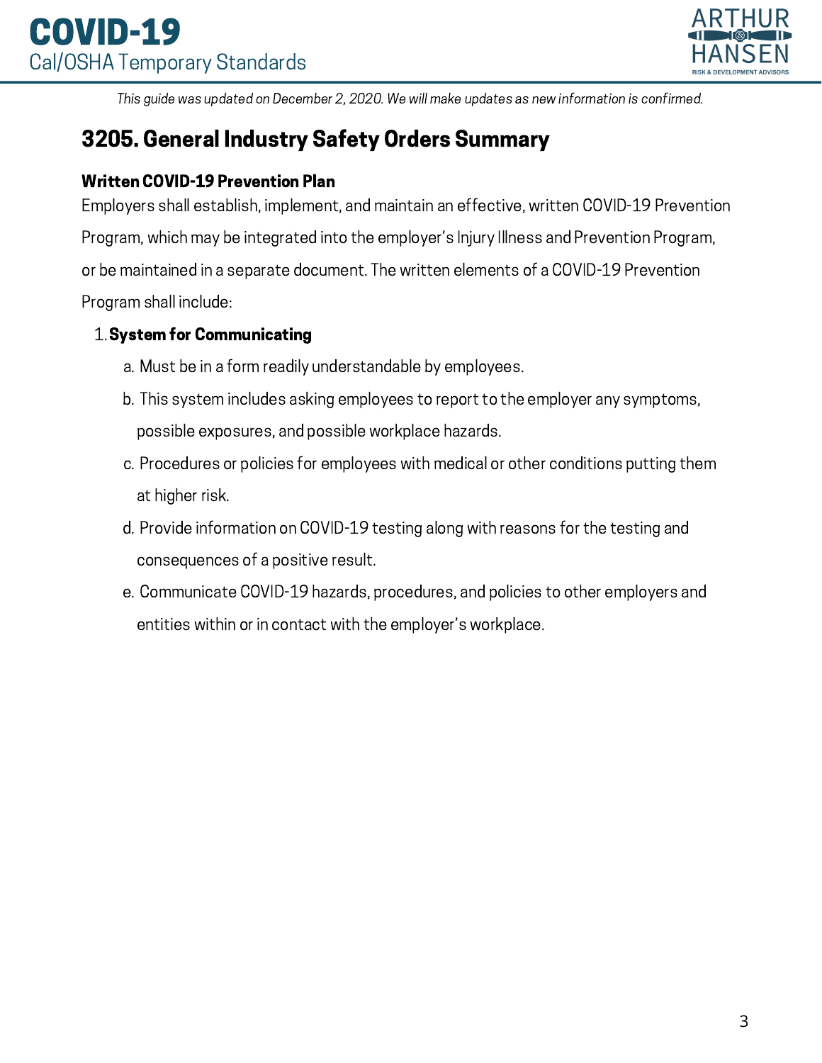*This guide was updated on December 2, 2020. We will make updates as new information is confirmed.*

## 3205. General Industry Safety Orders Summary

**Written COVID-19 Prevention Plan**

Employers shall establish, implement, and maintain an effective, written COVID-19 Prevention Program, which may be integrated into the employer's Injury Illness and Prevention Program, or be maintained in a separate document. The written elements of a COVID-19 Prevention Program shall include:

1. **System for Communicating**
   a. Must be in a form readily understandable by employees.
   b. This system includes asking employees to report to the employer any symptoms, possible exposures, and possible workplace hazards.
   c. Procedures or policies for employees with medical or other conditions putting them at higher risk.
   d. Provide information on COVID-19 testing along with reasons for the testing and consequences of a positive result.
   e. Communicate COVID-19 hazards, procedures, and policies to other employers and entities within or in contact with the employer's workplace.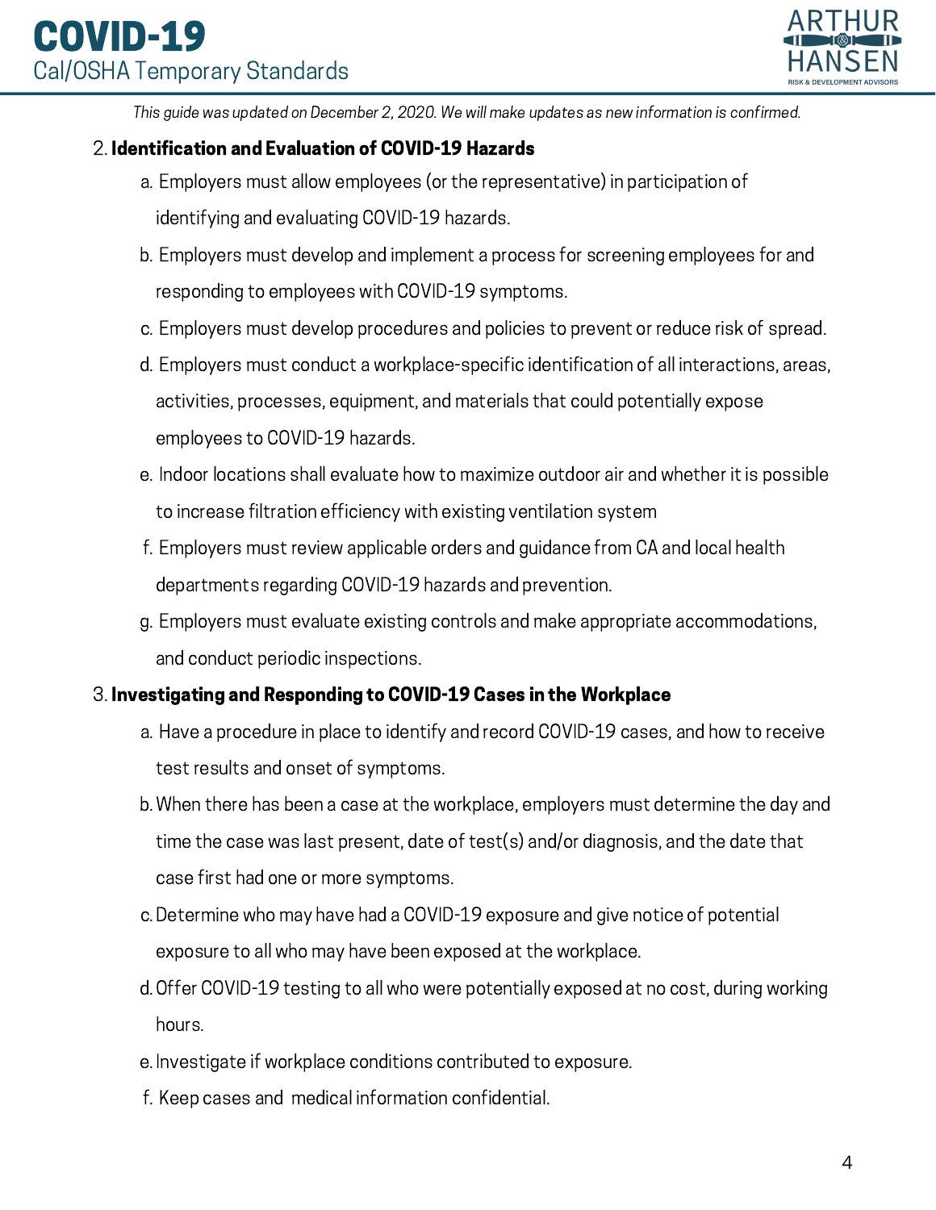*This guide was updated on December 2, 2020. We will make updates as new information is confirmed.*

2. **Identification and Evaluation of COVID-19 Hazards**
   a. Employers must allow employees (or the representative) in participation of identifying and evaluating COVID-19 hazards.
   b. Employers must develop and implement a process for screening employees for and responding to employees with COVID-19 symptoms.
   c. Employers must develop procedures and policies to prevent or reduce risk of spread.
   d. Employers must conduct a workplace-specific identification of all interactions, areas, activities, processes, equipment, and materials that could potentially expose employees to COVID-19 hazards.
   e. Indoor locations shall evaluate how to maximize outdoor air and whether it is possible to increase filtration efficiency with existing ventilation system
   f. Employers must review applicable orders and guidance from CA and local health departments regarding COVID-19 hazards and prevention.
   g. Employers must evaluate existing controls and make appropriate accommodations, and conduct periodic inspections.

3. **Investigating and Responding to COVID-19 Cases in the Workplace**
   a. Have a procedure in place to identify and record COVID-19 cases, and how to receive test results and onset of symptoms.
   b. When there has been a case at the workplace, employers must determine the day and time the case was last present, date of test(s) and/or diagnosis, and the date that case first had one or more symptoms.
   c. Determine who may have had a COVID-19 exposure and give notice of potential exposure to all who may have been exposed at the workplace.
   d. Offer COVID-19 testing to all who were potentially exposed at no cost, during working hours.
   e. Investigate if workplace conditions contributed to exposure.
   f. Keep cases and medical information confidential.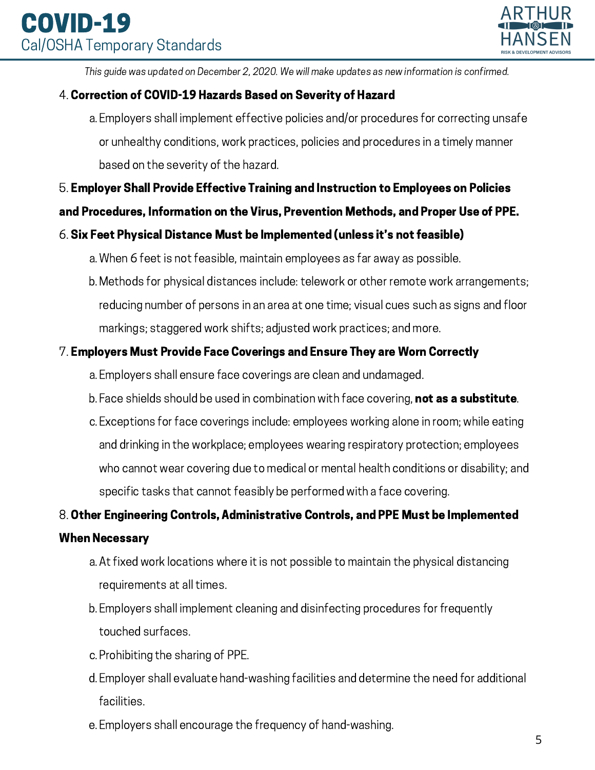*This guide was updated on December 2, 2020. We will make updates as new information is confirmed.*

4. **Correction of COVID-19 Hazards Based on Severity of Hazard**
   a. Employers shall implement effective policies and/or procedures for correcting unsafe or unhealthy conditions, work practices, policies and procedures in a timely manner based on the severity of the hazard.
5. **Employer Shall Provide Effective Training and Instruction to Employees on Policies and Procedures, Information on the Virus, Prevention Methods, and Proper Use of PPE.**
6. **Six Feet Physical Distance Must be Implemented (unless it's not feasible)**
   a. When 6 feet is not feasible, maintain employees as far away as possible.
   b. Methods for physical distances include: telework or other remote work arrangements; reducing number of persons in an area at one time; visual cues such as signs and floor markings; staggered work shifts; adjusted work practices; and more.
7. **Employers Must Provide Face Coverings and Ensure They are Worn Correctly**
   a. Employers shall ensure face coverings are clean and undamaged.
   b. Face shields should be used in combination with face covering, **not as a substitute**.
   c. Exceptions for face coverings include: employees working alone in room; while eating and drinking in the workplace; employees wearing respiratory protection; employees who cannot wear covering due to medical or mental health conditions or disability; and specific tasks that cannot feasibly be performed with a face covering.
8. **Other Engineering Controls, Administrative Controls, and PPE Must be Implemented When Necessary**
   a. At fixed work locations where it is not possible to maintain the physical distancing requirements at all times.
   b. Employers shall implement cleaning and disinfecting procedures for frequently touched surfaces.
   c. Prohibiting the sharing of PPE.
   d. Employer shall evaluate hand-washing facilities and determine the need for additional facilities.
   e. Employers shall encourage the frequency of hand-washing.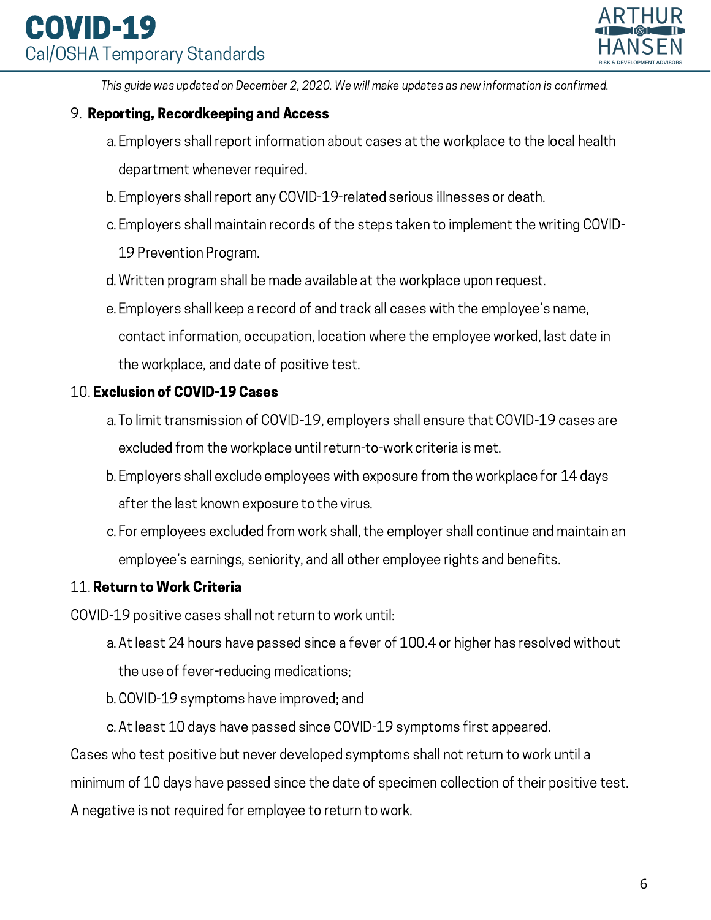*This guide was updated on December 2, 2020. We will make updates as new information is confirmed.*

9. **Reporting, Recordkeeping and Access**
    a. Employers shall report information about cases at the workplace to the local health department whenever required.
    b. Employers shall report any COVID-19-related serious illnesses or death.
    c. Employers shall maintain records of the steps taken to implement the writing COVID-19 Prevention Program.
    d. Written program shall be made available at the workplace upon request.
    e. Employers shall keep a record of and track all cases with the employee's name, contact information, occupation, location where the employee worked, last date in the workplace, and date of positive test.

10. **Exclusion of COVID-19 Cases**
    a. To limit transmission of COVID-19, employers shall ensure that COVID-19 cases are excluded from the workplace until return-to-work criteria is met.
    b. Employers shall exclude employees with exposure from the workplace for 14 days after the last known exposure to the virus.
    c. For employees excluded from work shall, the employer shall continue and maintain an employee's earnings, seniority, and all other employee rights and benefits.

11. **Return to Work Criteria**

COVID-19 positive cases shall not return to work until:

a. At least 24 hours have passed since a fever of 100.4 or higher has resolved without the use of fever-reducing medications;
b. COVID-19 symptoms have improved; and
c. At least 10 days have passed since COVID-19 symptoms first appeared.

Cases who test positive but never developed symptoms shall not return to work until a minimum of 10 days have passed since the date of specimen collection of their positive test. A negative is not required for employee to return to work.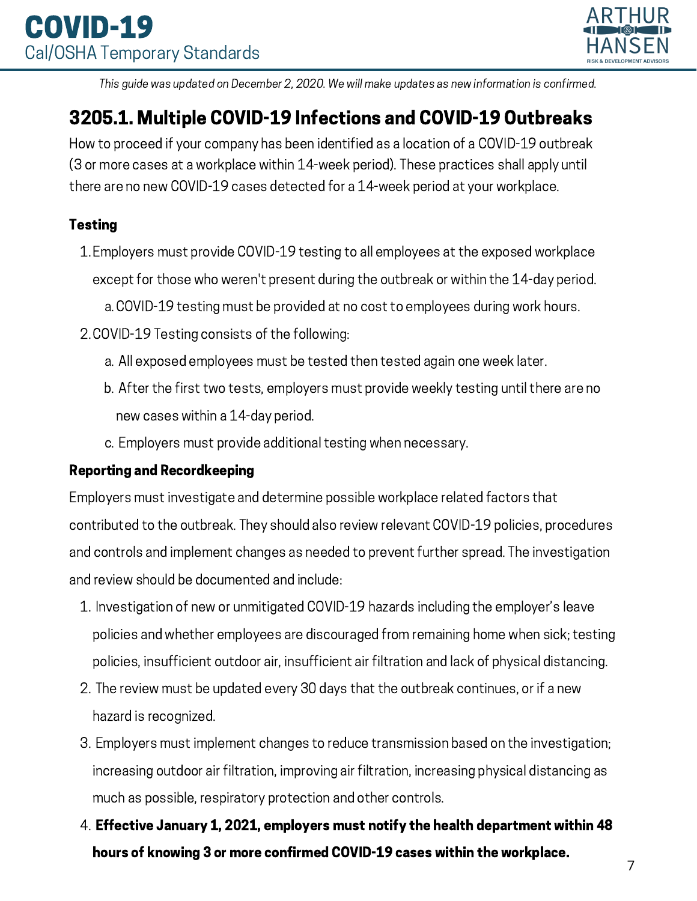*This guide was updated on December 2, 2020. We will make updates as new information is confirmed.*

## 3205.1. Multiple COVID-19 Infections and COVID-19 Outbreaks

How to proceed if your company has been identified as a location of a COVID-19 outbreak (3 or more cases at a workplace within 14-week period). These practices shall apply until there are no new COVID-19 cases detected for a 14-week period at your workplace.

**Testing**

1. Employers must provide COVID-19 testing to all employees at the exposed workplace except for those who weren't present during the outbreak or within the 14-day period.
   a. COVID-19 testing must be provided at no cost to employees during work hours.
2. COVID-19 Testing consists of the following:
   a. All exposed employees must be tested then tested again one week later.
   b. After the first two tests, employers must provide weekly testing until there are no new cases within a 14-day period.
   c. Employers must provide additional testing when necessary.

**Reporting and Recordkeeping**

Employers must investigate and determine possible workplace related factors that contributed to the outbreak. They should also review relevant COVID-19 policies, procedures and controls and implement changes as needed to prevent further spread. The investigation and review should be documented and include:

1. Investigation of new or unmitigated COVID-19 hazards including the employer's leave policies and whether employees are discouraged from remaining home when sick; testing policies, insufficient outdoor air, insufficient air filtration and lack of physical distancing.
2. The review must be updated every 30 days that the outbreak continues, or if a new hazard is recognized.
3. Employers must implement changes to reduce transmission based on the investigation; increasing outdoor air filtration, improving air filtration, increasing physical distancing as much as possible, respiratory protection and other controls.
4. **Effective January 1, 2021, employers must notify the health department within 48 hours of knowing 3 or more confirmed COVID-19 cases within the workplace.**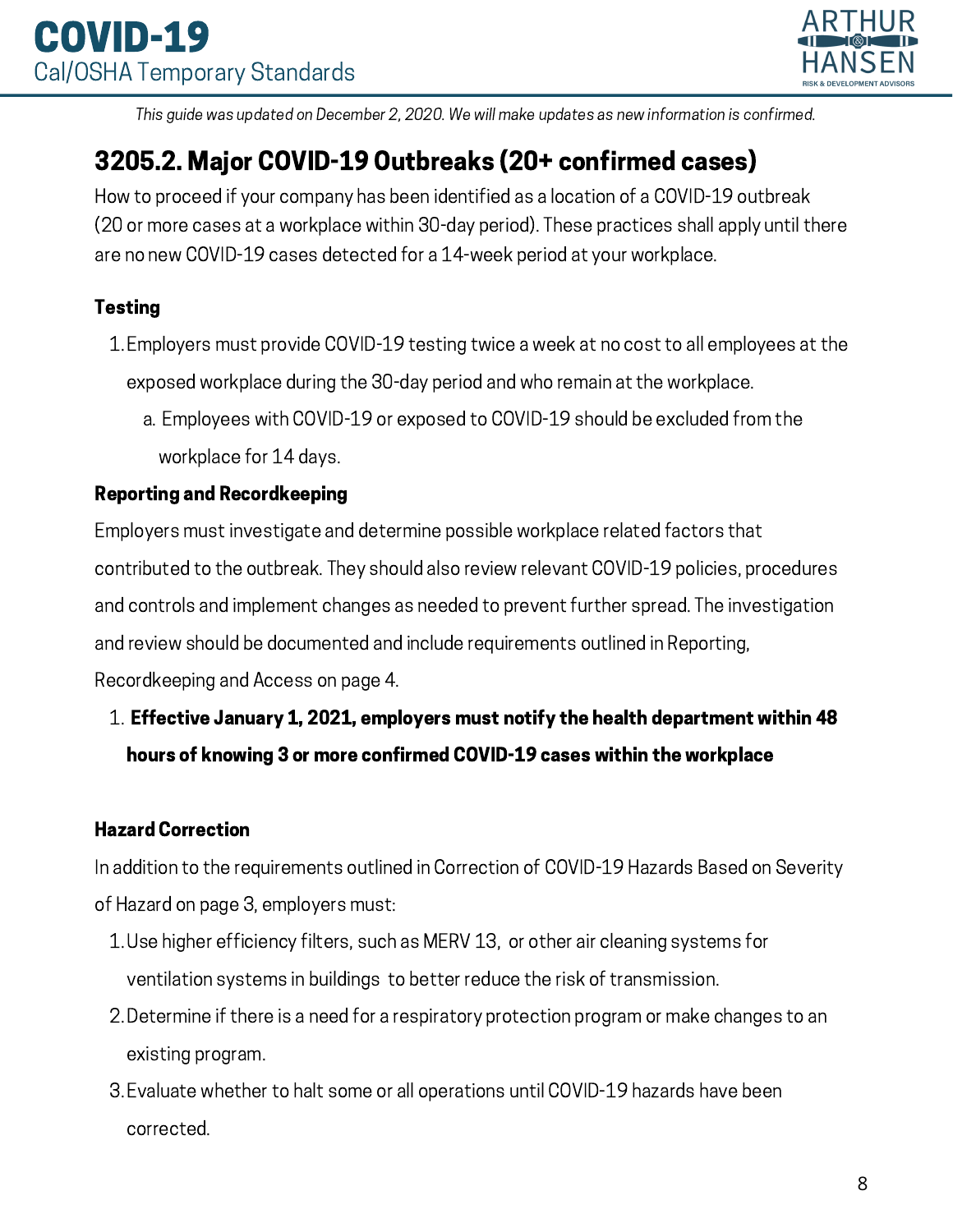*This guide was updated on December 2, 2020. We will make updates as new information is confirmed.*

## 3205.2. Major COVID-19 Outbreaks (20+ confirmed cases)

How to proceed if your company has been identified as a location of a COVID-19 outbreak (20 or more cases at a workplace within 30-day period). These practices shall apply until there are no new COVID-19 cases detected for a 14-week period at your workplace.

### Testing

1. Employers must provide COVID-19 testing twice a week at no cost to all employees at the exposed workplace during the 30-day period and who remain at the workplace.
   a. Employees with COVID-19 or exposed to COVID-19 should be excluded from the workplace for 14 days.

### Reporting and Recordkeeping

Employers must investigate and determine possible workplace related factors that contributed to the outbreak. They should also review relevant COVID-19 policies, procedures and controls and implement changes as needed to prevent further spread. The investigation and review should be documented and include requirements outlined in Reporting, Recordkeeping and Access on page 4.

1. **Effective January 1, 2021, employers must notify the health department within 48 hours of knowing 3 or more confirmed COVID-19 cases within the workplace**

### Hazard Correction

In addition to the requirements outlined in Correction of COVID-19 Hazards Based on Severity of Hazard on page 3, employers must:

1. Use higher efficiency filters, such as MERV 13, or other air cleaning systems for ventilation systems in buildings to better reduce the risk of transmission.
2. Determine if there is a need for a respiratory protection program or make changes to an existing program.
3. Evaluate whether to halt some or all operations until COVID-19 hazards have been corrected.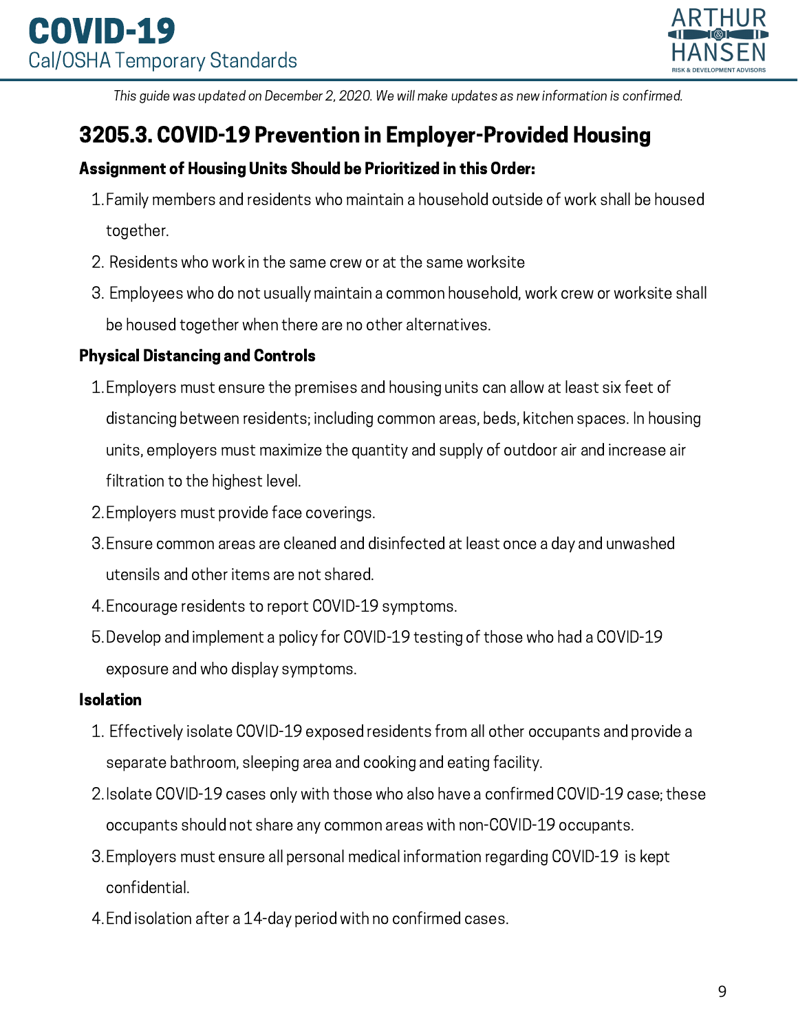*This guide was updated on December 2, 2020. We will make updates as new information is confirmed.*

## 3205.3. COVID-19 Prevention in Employer-Provided Housing

**Assignment of Housing Units Should be Prioritized in this Order:**

1. Family members and residents who maintain a household outside of work shall be housed together.
2. Residents who work in the same crew or at the same worksite
3. Employees who do not usually maintain a common household, work crew or worksite shall be housed together when there are no other alternatives.

**Physical Distancing and Controls**

1. Employers must ensure the premises and housing units can allow at least six feet of distancing between residents; including common areas, beds, kitchen spaces. In housing units, employers must maximize the quantity and supply of outdoor air and increase air filtration to the highest level.
2. Employers must provide face coverings.
3. Ensure common areas are cleaned and disinfected at least once a day and unwashed utensils and other items are not shared.
4. Encourage residents to report COVID-19 symptoms.
5. Develop and implement a policy for COVID-19 testing of those who had a COVID-19 exposure and who display symptoms.

**Isolation**

1. Effectively isolate COVID-19 exposed residents from all other occupants and provide a separate bathroom, sleeping area and cooking and eating facility.
2. Isolate COVID-19 cases only with those who also have a confirmed COVID-19 case; these occupants should not share any common areas with non-COVID-19 occupants.
3. Employers must ensure all personal medical information regarding COVID-19 is kept confidential.
4. End isolation after a 14-day period with no confirmed cases.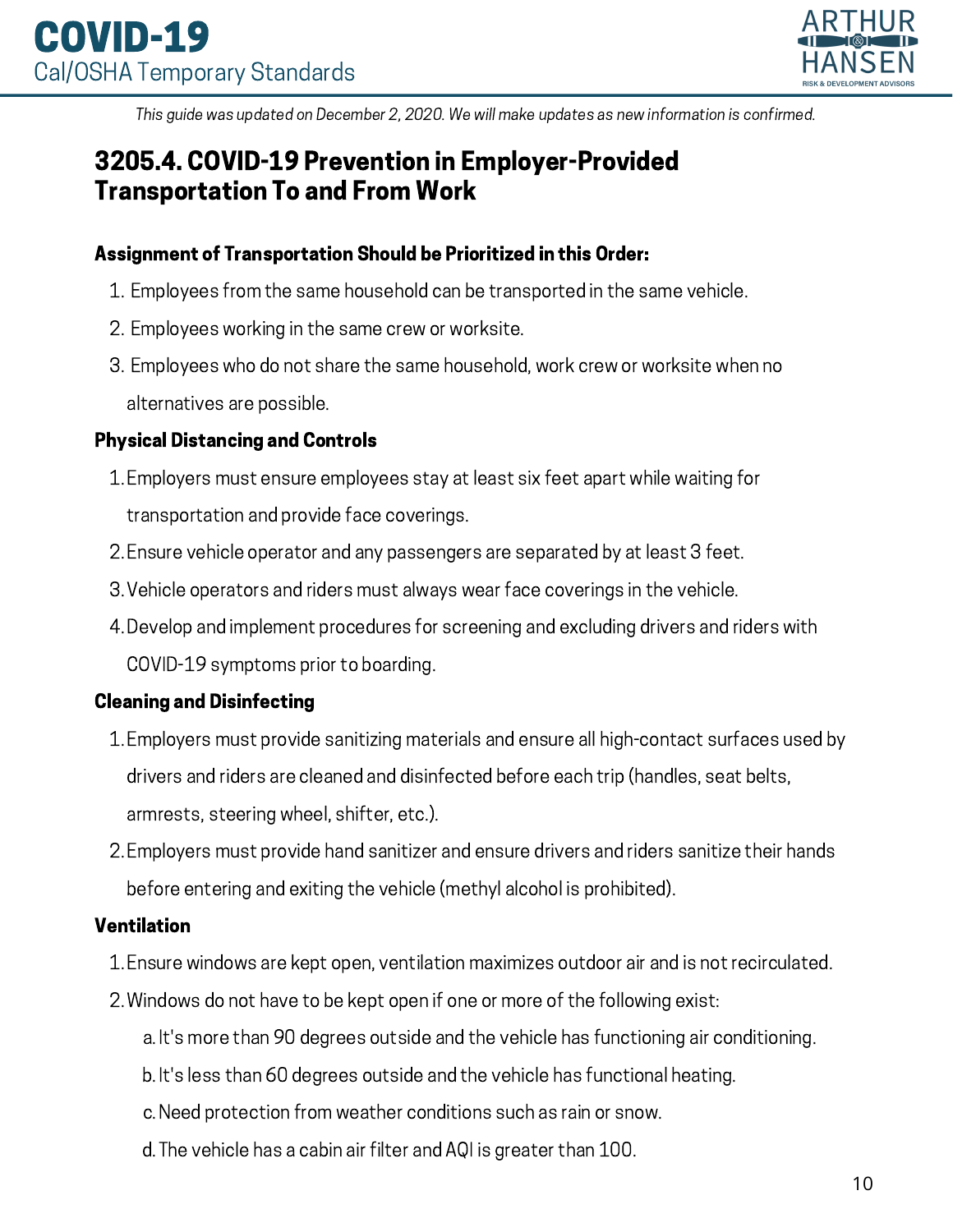*This guide was updated on December 2, 2020. We will make updates as new information is confirmed.*

## 3205.4. COVID-19 Prevention in Employer-Provided Transportation To and From Work

**Assignment of Transportation Should be Prioritized in this Order:**

1. Employees from the same household can be transported in the same vehicle.
2. Employees working in the same crew or worksite.
3. Employees who do not share the same household, work crew or worksite when no alternatives are possible.

**Physical Distancing and Controls**

1. Employers must ensure employees stay at least six feet apart while waiting for transportation and provide face coverings.
2. Ensure vehicle operator and any passengers are separated by at least 3 feet.
3. Vehicle operators and riders must always wear face coverings in the vehicle.
4. Develop and implement procedures for screening and excluding drivers and riders with COVID-19 symptoms prior to boarding.

**Cleaning and Disinfecting**

1. Employers must provide sanitizing materials and ensure all high-contact surfaces used by drivers and riders are cleaned and disinfected before each trip (handles, seat belts, armrests, steering wheel, shifter, etc.).
2. Employers must provide hand sanitizer and ensure drivers and riders sanitize their hands before entering and exiting the vehicle (methyl alcohol is prohibited).

**Ventilation**

1. Ensure windows are kept open, ventilation maximizes outdoor air and is not recirculated.
2. Windows do not have to be kept open if one or more of the following exist:
   a. It's more than 90 degrees outside and the vehicle has functioning air conditioning.
   b. It's less than 60 degrees outside and the vehicle has functional heating.
   c. Need protection from weather conditions such as rain or snow.
   d. The vehicle has a cabin air filter and AQI is greater than 100.